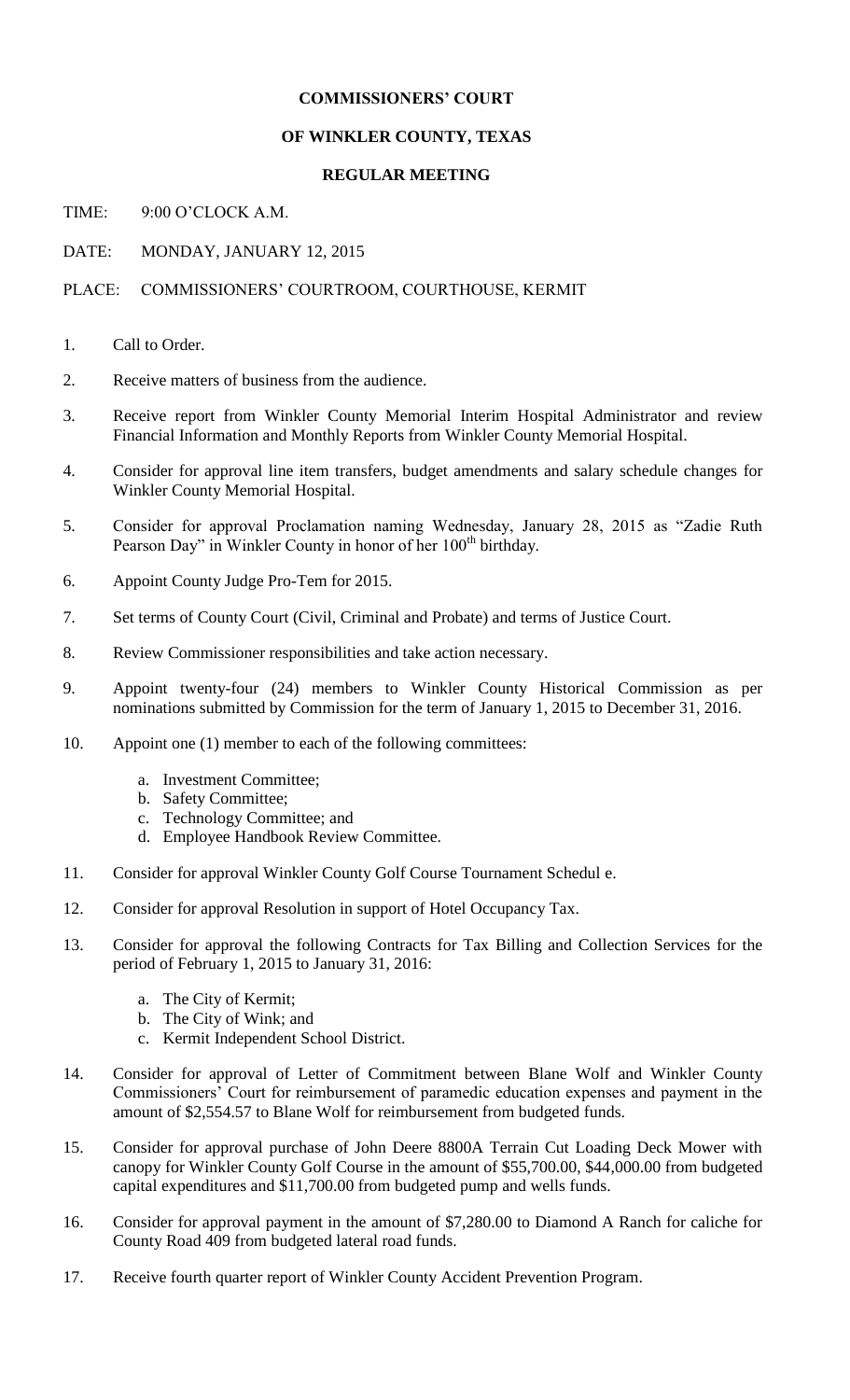**COMMISSIONERS' COURT**

**OF WINKLER COUNTY, TEXAS**

**REGULAR MEETING**

TIME: 9:00 O'CLOCK A.M.

DATE: MONDAY, JANUARY 12, 2015

PLACE: COMMISSIONERS' COURTROOM, COURTHOUSE, KERMIT

1. Call to Order.

2. Receive matters of business from the audience.

3. Receive report from Winkler County Memorial Interim Hospital Administrator and review Financial Information and Monthly Reports from Winkler County Memorial Hospital.

4. Consider for approval line item transfers, budget amendments and salary schedule changes for Winkler County Memorial Hospital.

5. Consider for approval Proclamation naming Wednesday, January 28, 2015 as "Zadie Ruth Pearson Day" in Winkler County in honor of her 100th birthday.

6. Appoint County Judge Pro-Tem for 2015.

7. Set terms of County Court (Civil, Criminal and Probate) and terms of Justice Court.

8. Review Commissioner responsibilities and take action necessary.

9. Appoint twenty-four (24) members to Winkler County Historical Commission as per nominations submitted by Commission for the term of January 1, 2015 to December 31, 2016.

10. Appoint one (1) member to each of the following committees:

    a. Investment Committee;
    b. Safety Committee;
    c. Technology Committee; and
    d. Employee Handbook Review Committee.

11. Consider for approval Winkler County Golf Course Tournament Schedul e.

12. Consider for approval Resolution in support of Hotel Occupancy Tax.

13. Consider for approval the following Contracts for Tax Billing and Collection Services for the period of February 1, 2015 to January 31, 2016:

    a. The City of Kermit;
    b. The City of Wink; and
    c. Kermit Independent School District.

14. Consider for approval of Letter of Commitment between Blane Wolf and Winkler County Commissioners' Court for reimbursement of paramedic education expenses and payment in the amount of $2,554.57 to Blane Wolf for reimbursement from budgeted funds.

15. Consider for approval purchase of John Deere 8800A Terrain Cut Loading Deck Mower with canopy for Winkler County Golf Course in the amount of $55,700.00, $44,000.00 from budgeted capital expenditures and $11,700.00 from budgeted pump and wells funds.

16. Consider for approval payment in the amount of $7,280.00 to Diamond A Ranch for caliche for County Road 409 from budgeted lateral road funds.

17. Receive fourth quarter report of Winkler County Accident Prevention Program.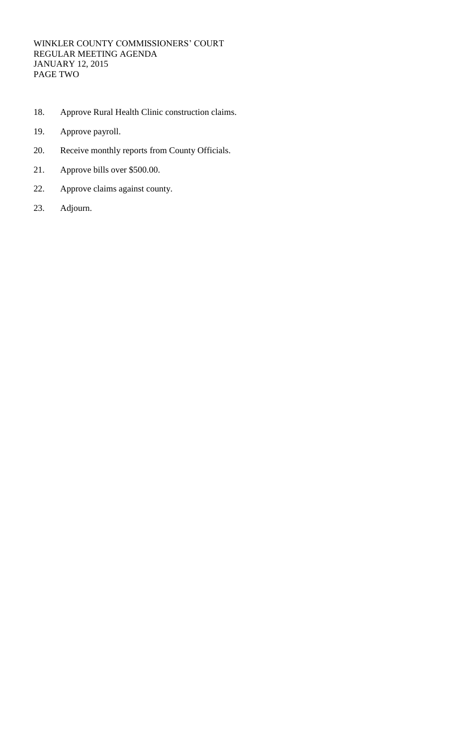18. Approve Rural Health Clinic construction claims.

19. Approve payroll.

20. Receive monthly reports from County Officials.

21. Approve bills over $500.00.

22. Approve claims against county.

23. Adjourn.